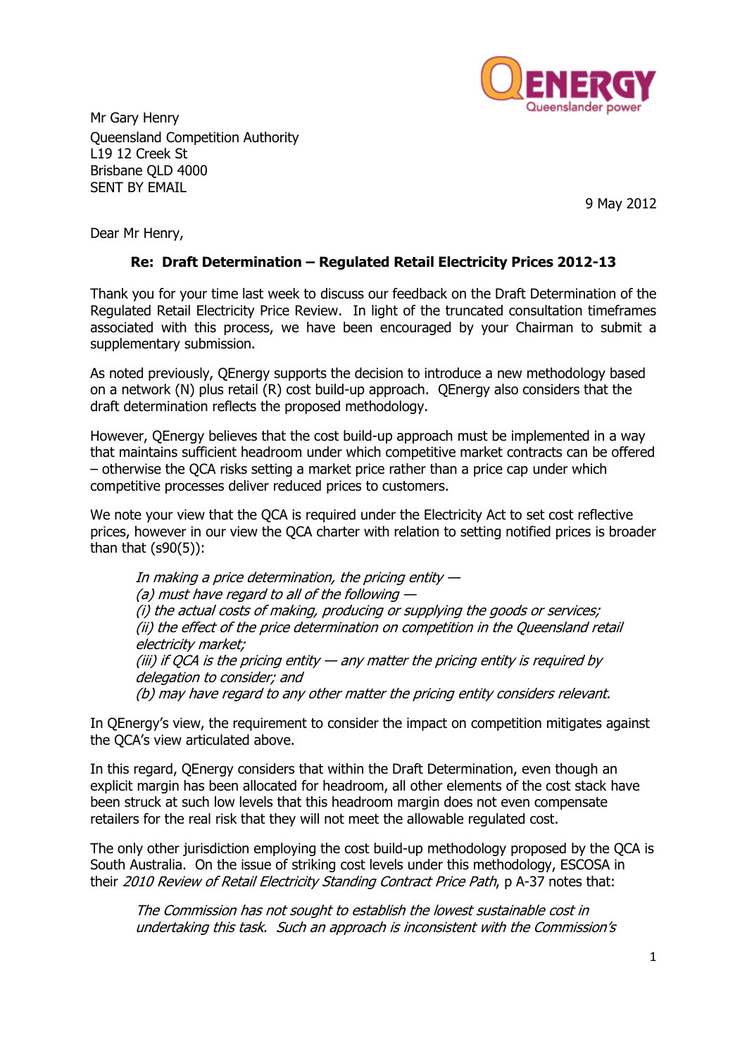Mr Gary Henry
Queensland Competition Authority
L19 12 Creek St
Brisbane QLD 4000
SENT BY EMAIL

9 May 2012

Dear Mr Henry,

**Re: Draft Determination – Regulated Retail Electricity Prices 2012-13**

Thank you for your time last week to discuss our feedback on the Draft Determination of the Regulated Retail Electricity Price Review. In light of the truncated consultation timeframes associated with this process, we have been encouraged by your Chairman to submit a supplementary submission.

As noted previously, QEnergy supports the decision to introduce a new methodology based on a network (N) plus retail (R) cost build-up approach. QEnergy also considers that the draft determination reflects the proposed methodology.

However, QEnergy believes that the cost build-up approach must be implemented in a way that maintains sufficient headroom under which competitive market contracts can be offered – otherwise the QCA risks setting a market price rather than a price cap under which competitive processes deliver reduced prices to customers.

We note your view that the QCA is required under the Electricity Act to set cost reflective prices, however in our view the QCA charter with relation to setting notified prices is broader than that (s90(5)):

> *In making a price determination, the pricing entity —*
> *(a) must have regard to all of the following —*
> *(i) the actual costs of making, producing or supplying the goods or services;*
> *(ii) the effect of the price determination on competition in the Queensland retail electricity market;*
> *(iii) if QCA is the pricing entity — any matter the pricing entity is required by delegation to consider; and*
> *(b) may have regard to any other matter the pricing entity considers relevant.*

In QEnergy's view, the requirement to consider the impact on competition mitigates against the QCA's view articulated above.

In this regard, QEnergy considers that within the Draft Determination, even though an explicit margin has been allocated for headroom, all other elements of the cost stack have been struck at such low levels that this headroom margin does not even compensate retailers for the real risk that they will not meet the allowable regulated cost.

The only other jurisdiction employing the cost build-up methodology proposed by the QCA is South Australia. On the issue of striking cost levels under this methodology, ESCOSA in their *2010 Review of Retail Electricity Standing Contract Price Path*, p A-37 notes that:

> *The Commission has not sought to establish the lowest sustainable cost in undertaking this task. Such an approach is inconsistent with the Commission's*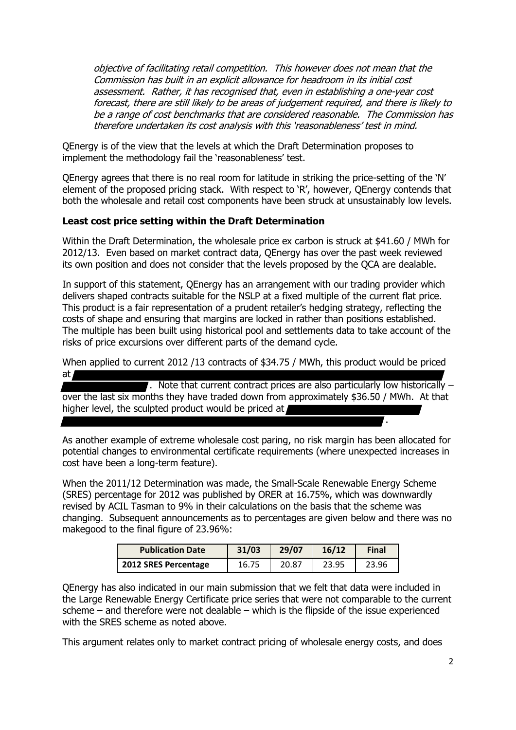*objective of facilitating retail competition. This however does not mean that the Commission has built in an explicit allowance for headroom in its initial cost assessment. Rather, it has recognised that, even in establishing a one-year cost forecast, there are still likely to be areas of judgement required, and there is likely to be a range of cost benchmarks that are considered reasonable. The Commission has therefore undertaken its cost analysis with this 'reasonableness' test in mind.*

QEnergy is of the view that the levels at which the Draft Determination proposes to implement the methodology fail the 'reasonableness' test.

QEnergy agrees that there is no real room for latitude in striking the price-setting of the 'N' element of the proposed pricing stack. With respect to 'R', however, QEnergy contends that both the wholesale and retail cost components have been struck at unsustainably low levels.

**Least cost price setting within the Draft Determination**

Within the Draft Determination, the wholesale price ex carbon is struck at \$41.60 / MWh for 2012/13. Even based on market contract data, QEnergy has over the past week reviewed its own position and does not consider that the levels proposed by the QCA are dealable.

In support of this statement, QEnergy has an arrangement with our trading provider which delivers shaped contracts suitable for the NSLP at a fixed multiple of the current flat price. This product is a fair representation of a prudent retailer's hedging strategy, reflecting the costs of shape and ensuring that margins are locked in rather than positions established. The multiple has been built using historical pool and settlements data to take account of the risks of price excursions over different parts of the demand cycle.

When applied to current 2012 /13 contracts of \$34.75 / MWh, this product would be priced at [REDACTED]. Note that current contract prices are also particularly low historically – over the last six months they have traded down from approximately \$36.50 / MWh. At that higher level, the sculpted product would be priced at [REDACTED].

As another example of extreme wholesale cost paring, no risk margin has been allocated for potential changes to environmental certificate requirements (where unexpected increases in cost have been a long-term feature).

When the 2011/12 Determination was made, the Small-Scale Renewable Energy Scheme (SRES) percentage for 2012 was published by ORER at 16.75%, which was downwardly revised by ACIL Tasman to 9% in their calculations on the basis that the scheme was changing. Subsequent announcements as to percentages are given below and there was no makegood to the final figure of 23.96%:

| Publication Date | 31/03 | 29/07 | 16/12 | Final |
|---|---|---|---|---|
| 2012 SRES Percentage | 16.75 | 20.87 | 23.95 | 23.96 |

QEnergy has also indicated in our main submission that we felt that data were included in the Large Renewable Energy Certificate price series that were not comparable to the current scheme – and therefore were not dealable – which is the flipside of the issue experienced with the SRES scheme as noted above.

This argument relates only to market contract pricing of wholesale energy costs, and does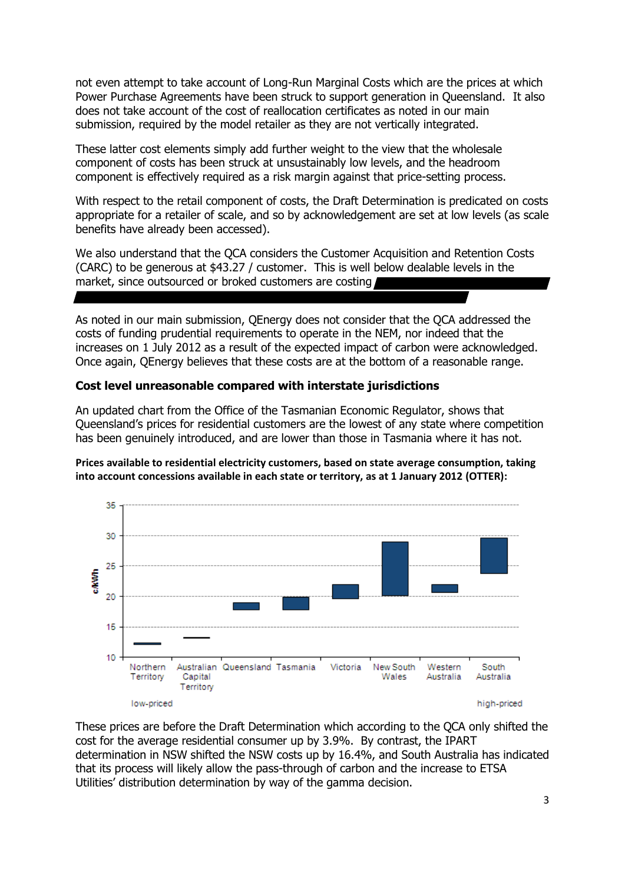not even attempt to take account of Long-Run Marginal Costs which are the prices at which Power Purchase Agreements have been struck to support generation in Queensland. It also does not take account of the cost of reallocation certificates as noted in our main submission, required by the model retailer as they are not vertically integrated.

These latter cost elements simply add further weight to the view that the wholesale component of costs has been struck at unsustainably low levels, and the headroom component is effectively required as a risk margin against that price-setting process.

With respect to the retail component of costs, the Draft Determination is predicated on costs appropriate for a retailer of scale, and so by acknowledgement are set at low levels (as scale benefits have already been accessed).

We also understand that the QCA considers the Customer Acquisition and Retention Costs (CARC) to be generous at $43.27 / customer. This is well below dealable levels in the market, since outsourced or broked customers are costing

As noted in our main submission, QEnergy does not consider that the QCA addressed the costs of funding prudential requirements to operate in the NEM, nor indeed that the increases on 1 July 2012 as a result of the expected impact of carbon were acknowledged. Once again, QEnergy believes that these costs are at the bottom of a reasonable range.

### Cost level unreasonable compared with interstate jurisdictions

An updated chart from the Office of the Tasmanian Economic Regulator, shows that Queensland's prices for residential customers are the lowest of any state where competition has been genuinely introduced, and are lower than those in Tasmania where it has not.

**Prices available to residential electricity customers, based on state average consumption, taking into account concessions available in each state or territory, as at 1 January 2012 (OTTER):**

These prices are before the Draft Determination which according to the QCA only shifted the cost for the average residential consumer up by 3.9%. By contrast, the IPART determination in NSW shifted the NSW costs up by 16.4%, and South Australia has indicated that its process will likely allow the pass-through of carbon and the increase to ETSA Utilities' distribution determination by way of the gamma decision.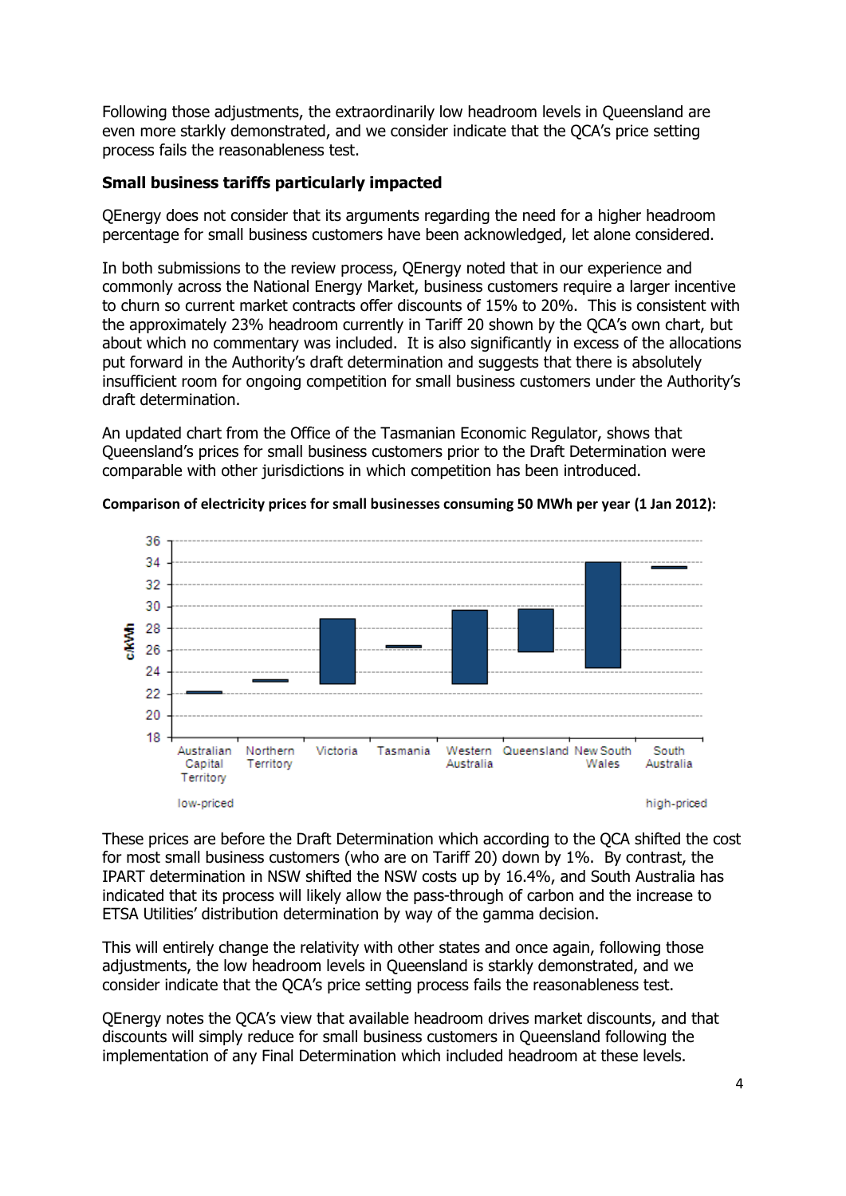Following those adjustments, the extraordinarily low headroom levels in Queensland are even more starkly demonstrated, and we consider indicate that the QCA's price setting process fails the reasonableness test.

**Small business tariffs particularly impacted**

QEnergy does not consider that its arguments regarding the need for a higher headroom percentage for small business customers have been acknowledged, let alone considered.

In both submissions to the review process, QEnergy noted that in our experience and commonly across the National Energy Market, business customers require a larger incentive to churn so current market contracts offer discounts of 15% to 20%. This is consistent with the approximately 23% headroom currently in Tariff 20 shown by the QCA's own chart, but about which no commentary was included. It is also significantly in excess of the allocations put forward in the Authority's draft determination and suggests that there is absolutely insufficient room for ongoing competition for small business customers under the Authority's draft determination.

An updated chart from the Office of the Tasmanian Economic Regulator, shows that Queensland's prices for small business customers prior to the Draft Determination were comparable with other jurisdictions in which competition has been introduced.

**Comparison of electricity prices for small businesses consuming 50 MWh per year (1 Jan 2012):**

These prices are before the Draft Determination which according to the QCA shifted the cost for most small business customers (who are on Tariff 20) down by 1%. By contrast, the IPART determination in NSW shifted the NSW costs up by 16.4%, and South Australia has indicated that its process will likely allow the pass-through of carbon and the increase to ETSA Utilities' distribution determination by way of the gamma decision.

This will entirely change the relativity with other states and once again, following those adjustments, the low headroom levels in Queensland is starkly demonstrated, and we consider indicate that the QCA's price setting process fails the reasonableness test.

QEnergy notes the QCA's view that available headroom drives market discounts, and that discounts will simply reduce for small business customers in Queensland following the implementation of any Final Determination which included headroom at these levels.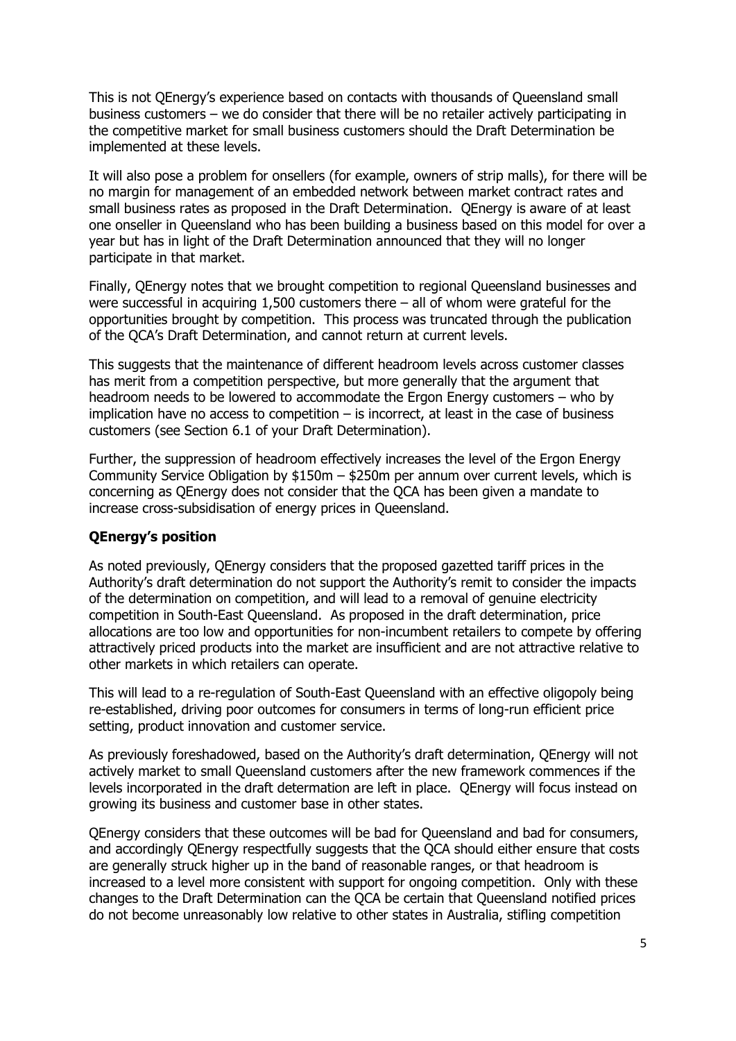This is not QEnergy's experience based on contacts with thousands of Queensland small business customers – we do consider that there will be no retailer actively participating in the competitive market for small business customers should the Draft Determination be implemented at these levels.

It will also pose a problem for onsellers (for example, owners of strip malls), for there will be no margin for management of an embedded network between market contract rates and small business rates as proposed in the Draft Determination. QEnergy is aware of at least one onseller in Queensland who has been building a business based on this model for over a year but has in light of the Draft Determination announced that they will no longer participate in that market.

Finally, QEnergy notes that we brought competition to regional Queensland businesses and were successful in acquiring 1,500 customers there – all of whom were grateful for the opportunities brought by competition. This process was truncated through the publication of the QCA's Draft Determination, and cannot return at current levels.

This suggests that the maintenance of different headroom levels across customer classes has merit from a competition perspective, but more generally that the argument that headroom needs to be lowered to accommodate the Ergon Energy customers – who by implication have no access to competition – is incorrect, at least in the case of business customers (see Section 6.1 of your Draft Determination).

Further, the suppression of headroom effectively increases the level of the Ergon Energy Community Service Obligation by $150m – $250m per annum over current levels, which is concerning as QEnergy does not consider that the QCA has been given a mandate to increase cross-subsidisation of energy prices in Queensland.

**QEnergy's position**

As noted previously, QEnergy considers that the proposed gazetted tariff prices in the Authority's draft determination do not support the Authority's remit to consider the impacts of the determination on competition, and will lead to a removal of genuine electricity competition in South-East Queensland. As proposed in the draft determination, price allocations are too low and opportunities for non-incumbent retailers to compete by offering attractively priced products into the market are insufficient and are not attractive relative to other markets in which retailers can operate.

This will lead to a re-regulation of South-East Queensland with an effective oligopoly being re-established, driving poor outcomes for consumers in terms of long-run efficient price setting, product innovation and customer service.

As previously foreshadowed, based on the Authority's draft determination, QEnergy will not actively market to small Queensland customers after the new framework commences if the levels incorporated in the draft determation are left in place. QEnergy will focus instead on growing its business and customer base in other states.

QEnergy considers that these outcomes will be bad for Queensland and bad for consumers, and accordingly QEnergy respectfully suggests that the QCA should either ensure that costs are generally struck higher up in the band of reasonable ranges, or that headroom is increased to a level more consistent with support for ongoing competition. Only with these changes to the Draft Determination can the QCA be certain that Queensland notified prices do not become unreasonably low relative to other states in Australia, stifling competition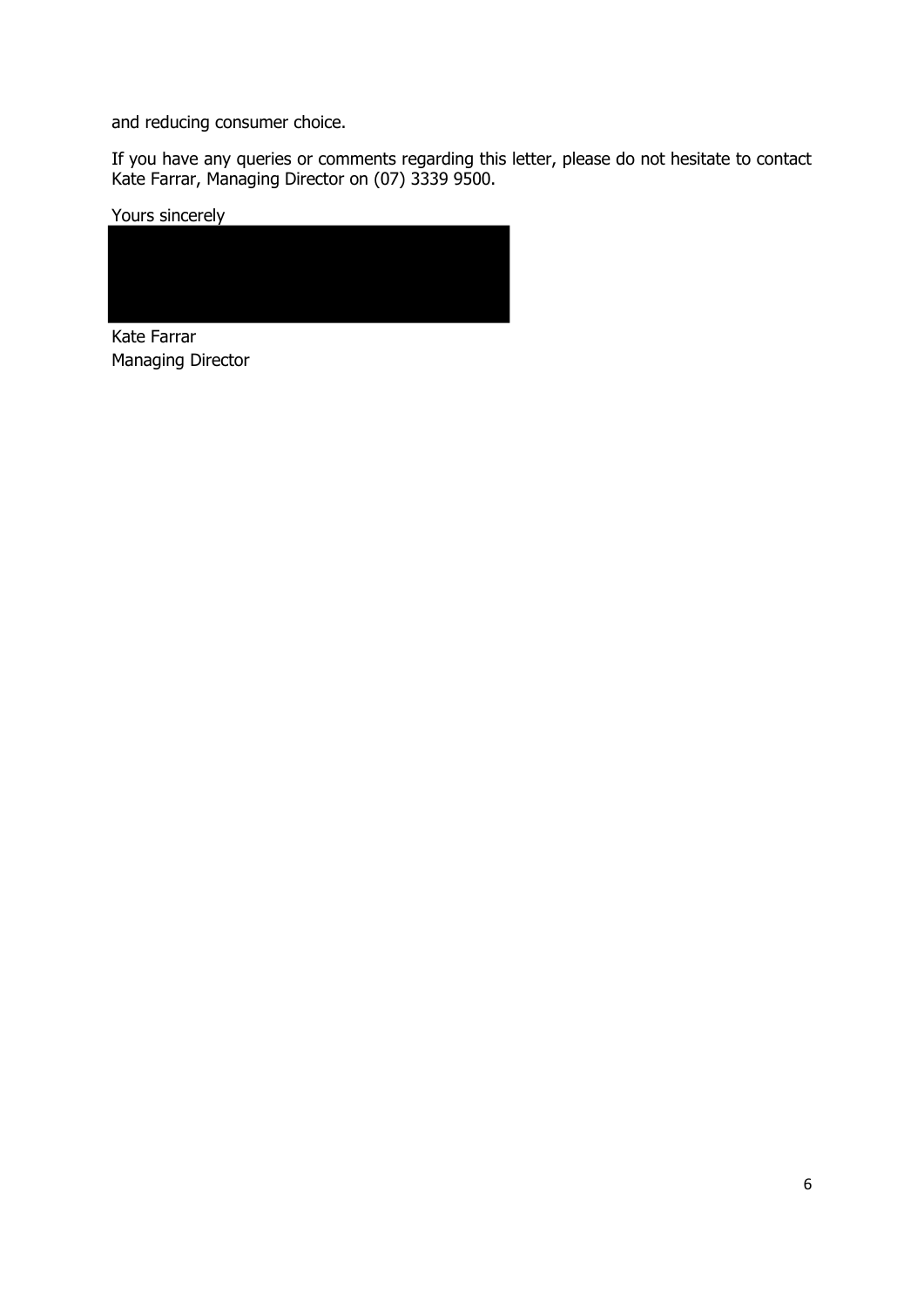and reducing consumer choice.

If you have any queries or comments regarding this letter, please do not hesitate to contact Kate Farrar, Managing Director on (07) 3339 9500.

Yours sincerely

Kate Farrar
Managing Director